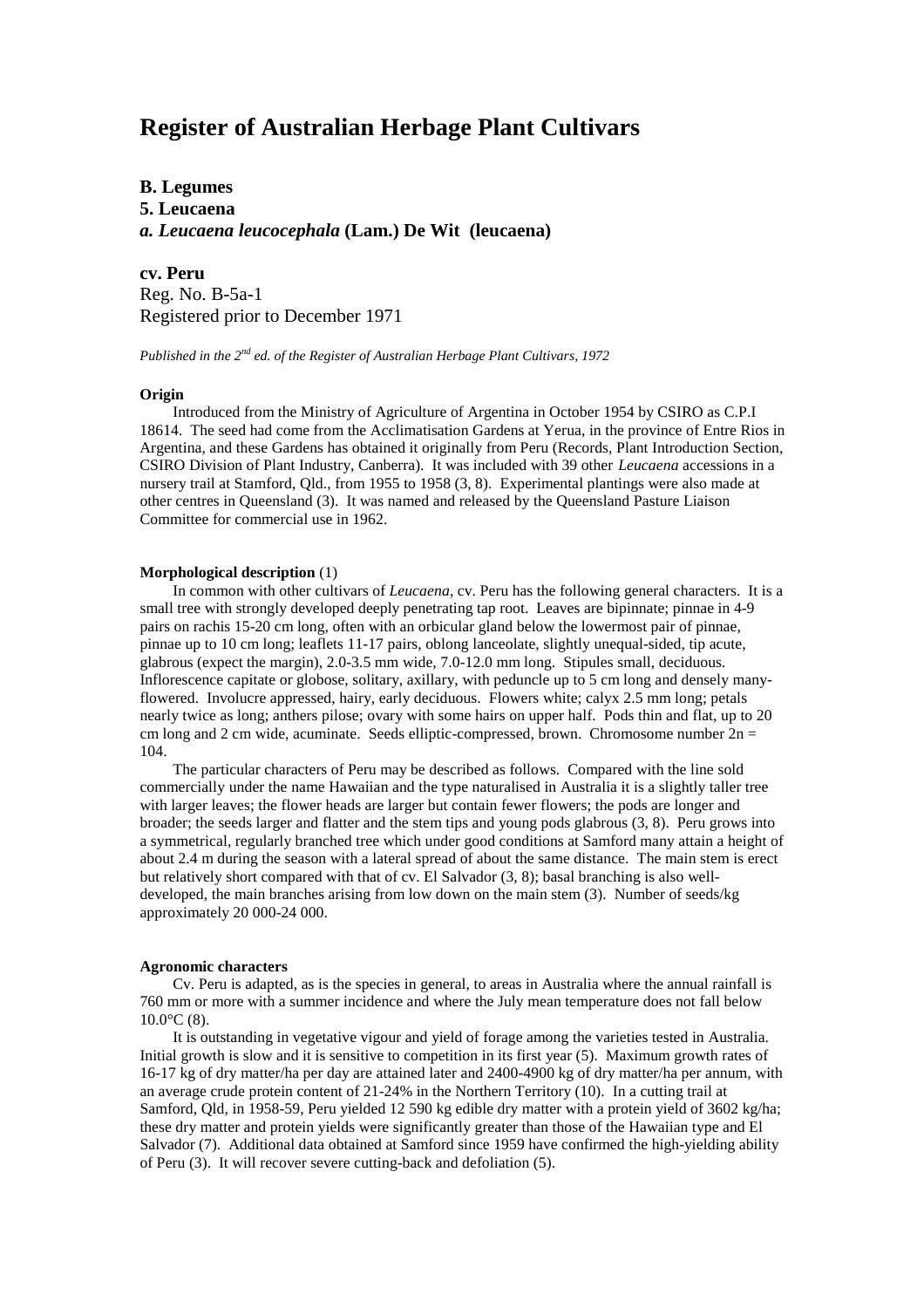# Register of Australian Herbage Plant Cultivars

**B. Legumes**
**5. Leucaena**
***a. Leucaena leucocephala* (Lam.) De Wit (leucaena)**

**cv. Peru**
Reg. No. B-5a-1
Registered prior to December 1971

*Published in the 2nd ed. of the Register of Australian Herbage Plant Cultivars, 1972*

**Origin**

Introduced from the Ministry of Agriculture of Argentina in October 1954 by CSIRO as C.P.I 18614. The seed had come from the Acclimatisation Gardens at Yerua, in the province of Entre Rios in Argentina, and these Gardens has obtained it originally from Peru (Records, Plant Introduction Section, CSIRO Division of Plant Industry, Canberra). It was included with 39 other *Leucaena* accessions in a nursery trail at Stamford, Qld., from 1955 to 1958 (3, 8). Experimental plantings were also made at other centres in Queensland (3). It was named and released by the Queensland Pasture Liaison Committee for commercial use in 1962.

**Morphological description** (1)

In common with other cultivars of *Leucaena*, cv. Peru has the following general characters. It is a small tree with strongly developed deeply penetrating tap root. Leaves are bipinnate; pinnae in 4-9 pairs on rachis 15-20 cm long, often with an orbicular gland below the lowermost pair of pinnae, pinnae up to 10 cm long; leaflets 11-17 pairs, oblong lanceolate, slightly unequal-sided, tip acute, glabrous (expect the margin), 2.0-3.5 mm wide, 7.0-12.0 mm long. Stipules small, deciduous. Inflorescence capitate or globose, solitary, axillary, with peduncle up to 5 cm long and densely many-flowered. Involucre appressed, hairy, early deciduous. Flowers white; calyx 2.5 mm long; petals nearly twice as long; anthers pilose; ovary with some hairs on upper half. Pods thin and flat, up to 20 cm long and 2 cm wide, acuminate. Seeds elliptic-compressed, brown. Chromosome number 2n = 104.

The particular characters of Peru may be described as follows. Compared with the line sold commercially under the name Hawaiian and the type naturalised in Australia it is a slightly taller tree with larger leaves; the flower heads are larger but contain fewer flowers; the pods are longer and broader; the seeds larger and flatter and the stem tips and young pods glabrous (3, 8). Peru grows into a symmetrical, regularly branched tree which under good conditions at Samford many attain a height of about 2.4 m during the season with a lateral spread of about the same distance. The main stem is erect but relatively short compared with that of cv. El Salvador (3, 8); basal branching is also well-developed, the main branches arising from low down on the main stem (3). Number of seeds/kg approximately 20 000-24 000.

**Agronomic characters**

Cv. Peru is adapted, as is the species in general, to areas in Australia where the annual rainfall is 760 mm or more with a summer incidence and where the July mean temperature does not fall below 10.0°C (8).

It is outstanding in vegetative vigour and yield of forage among the varieties tested in Australia. Initial growth is slow and it is sensitive to competition in its first year (5). Maximum growth rates of 16-17 kg of dry matter/ha per day are attained later and 2400-4900 kg of dry matter/ha per annum, with an average crude protein content of 21-24% in the Northern Territory (10). In a cutting trail at Samford, Qld, in 1958-59, Peru yielded 12 590 kg edible dry matter with a protein yield of 3602 kg/ha; these dry matter and protein yields were significantly greater than those of the Hawaiian type and El Salvador (7). Additional data obtained at Samford since 1959 have confirmed the high-yielding ability of Peru (3). It will recover severe cutting-back and defoliation (5).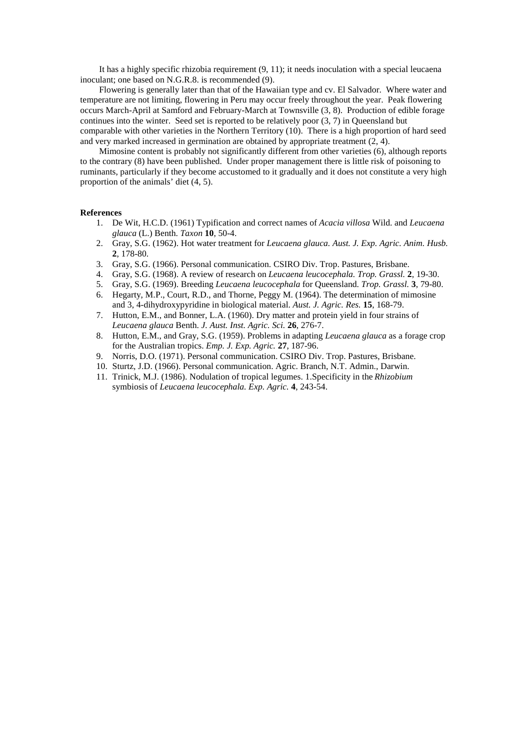It has a highly specific rhizobia requirement (9, 11); it needs inoculation with a special leucaena inoculant; one based on N.G.R.8. is recommended (9).

Flowering is generally later than that of the Hawaiian type and cv. El Salvador. Where water and temperature are not limiting, flowering in Peru may occur freely throughout the year. Peak flowering occurs March-April at Samford and February-March at Townsville (3, 8). Production of edible forage continues into the winter. Seed set is reported to be relatively poor (3, 7) in Queensland but comparable with other varieties in the Northern Territory (10). There is a high proportion of hard seed and very marked increased in germination are obtained by appropriate treatment (2, 4).

Mimosine content is probably not significantly different from other varieties (6), although reports to the contrary (8) have been published. Under proper management there is little risk of poisoning to ruminants, particularly if they become accustomed to it gradually and it does not constitute a very high proportion of the animals' diet (4, 5).

**References**

1. De Wit, H.C.D. (1961) Typification and correct names of *Acacia villosa* Wild. and *Leucaena glauca* (L.) Benth. *Taxon* **10**, 50-4.
2. Gray, S.G. (1962). Hot water treatment for *Leucaena glauca*. *Aust. J. Exp. Agric. Anim. Husb.* **2**, 178-80.
3. Gray, S.G. (1966). Personal communication. CSIRO Div. Trop. Pastures, Brisbane.
4. Gray, S.G. (1968). A review of research on *Leucaena leucocephala*. *Trop. Grassl.* **2**, 19-30.
5. Gray, S.G. (1969). Breeding *Leucaena leucocephala* for Queensland. *Trop. Grassl.* **3**, 79-80.
6. Hegarty, M.P., Court, R.D., and Thorne, Peggy M. (1964). The determination of mimosine and 3, 4-dihydroxypyridine in biological material. *Aust. J. Agric. Res.* **15**, 168-79.
7. Hutton, E.M., and Bonner, L.A. (1960). Dry matter and protein yield in four strains of *Leucaena glauca* Benth. *J. Aust. Inst. Agric. Sci.* **26**, 276-7.
8. Hutton, E.M., and Gray, S.G. (1959). Problems in adapting *Leucaena glauca* as a forage crop for the Australian tropics. *Emp. J. Exp. Agric.* **27**, 187-96.
9. Norris, D.O. (1971). Personal communication. CSIRO Div. Trop. Pastures, Brisbane.
10. Sturtz, J.D. (1966). Personal communication. Agric. Branch, N.T. Admin., Darwin.
11. Trinick, M.J. (1986). Nodulation of tropical legumes. 1.Specificity in the *Rhizobium* symbiosis of *Leucaena leucocephala*. *Exp. Agric.* **4**, 243-54.